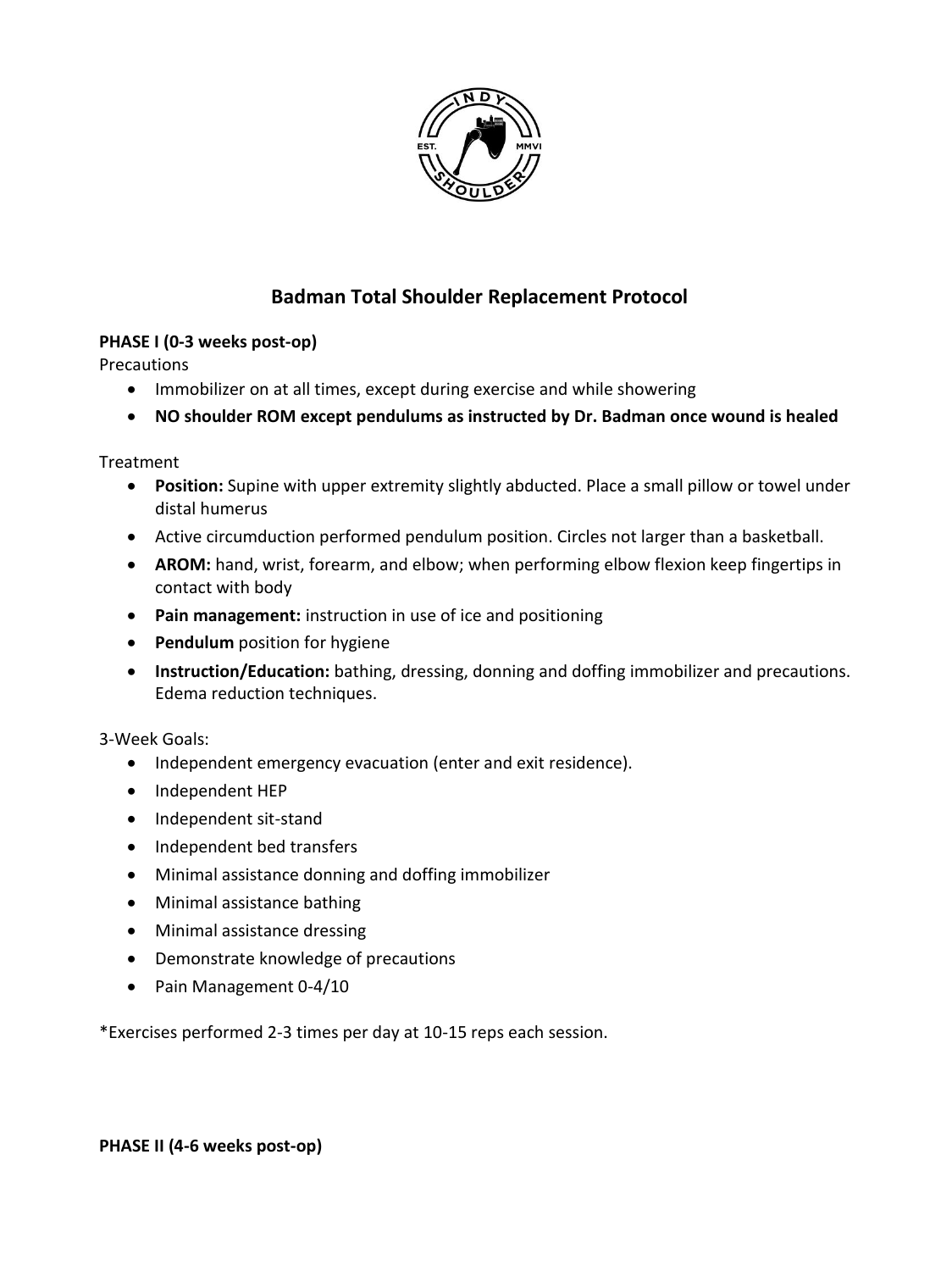# Badman Total Shoulder Replacement Protocol

**PHASE I (0-3 weeks post-op)**

Precautions

- Immobilizer on at all times, except during exercise and while showering
- **NO shoulder ROM except pendulums as instructed by Dr. Badman once wound is healed**

Treatment

- **Position:** Supine with upper extremity slightly abducted. Place a small pillow or towel under distal humerus
- Active circumduction performed pendulum position. Circles not larger than a basketball.
- **AROM:** hand, wrist, forearm, and elbow; when performing elbow flexion keep fingertips in contact with body
- **Pain management:** instruction in use of ice and positioning
- **Pendulum** position for hygiene
- **Instruction/Education:** bathing, dressing, donning and doffing immobilizer and precautions. Edema reduction techniques.

3-Week Goals:

- Independent emergency evacuation (enter and exit residence).
- Independent HEP
- Independent sit-stand
- Independent bed transfers
- Minimal assistance donning and doffing immobilizer
- Minimal assistance bathing
- Minimal assistance dressing
- Demonstrate knowledge of precautions
- Pain Management 0-4/10

*Exercises performed 2-3 times per day at 10-15 reps each session.

**PHASE II (4-6 weeks post-op)**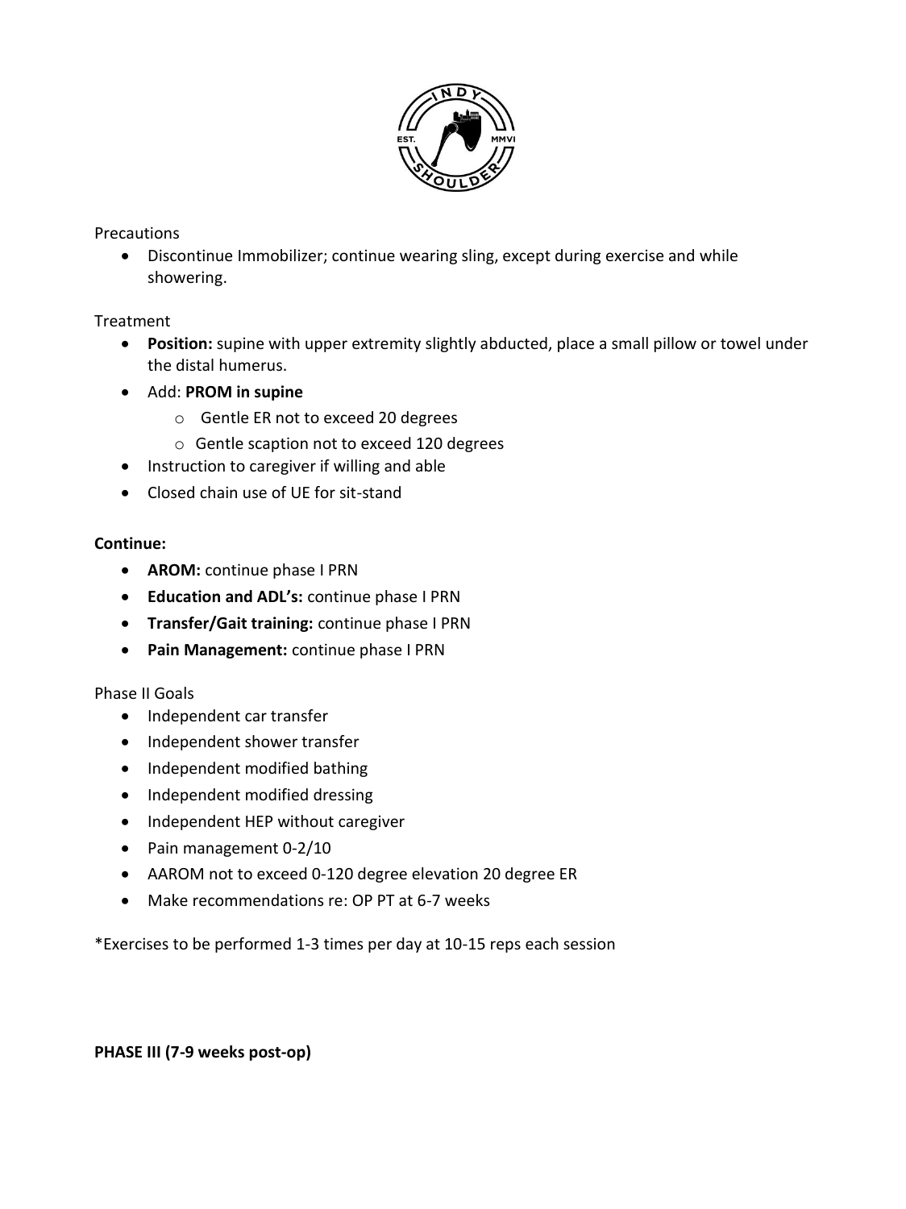Precautions

- Discontinue Immobilizer; continue wearing sling, except during exercise and while showering.

Treatment

- **Position:** supine with upper extremity slightly abducted, place a small pillow or towel under the distal humerus.
- Add: **PROM in supine**
  - Gentle ER not to exceed 20 degrees
  - Gentle scaption not to exceed 120 degrees
- Instruction to caregiver if willing and able
- Closed chain use of UE for sit-stand

**Continue:**

- **AROM:** continue phase I PRN
- **Education and ADL's:** continue phase I PRN
- **Transfer/Gait training:** continue phase I PRN
- **Pain Management:** continue phase I PRN

Phase II Goals

- Independent car transfer
- Independent shower transfer
- Independent modified bathing
- Independent modified dressing
- Independent HEP without caregiver
- Pain management 0-2/10
- AAROM not to exceed 0-120 degree elevation 20 degree ER
- Make recommendations re: OP PT at 6-7 weeks

*Exercises to be performed 1-3 times per day at 10-15 reps each session

**PHASE III (7-9 weeks post-op)**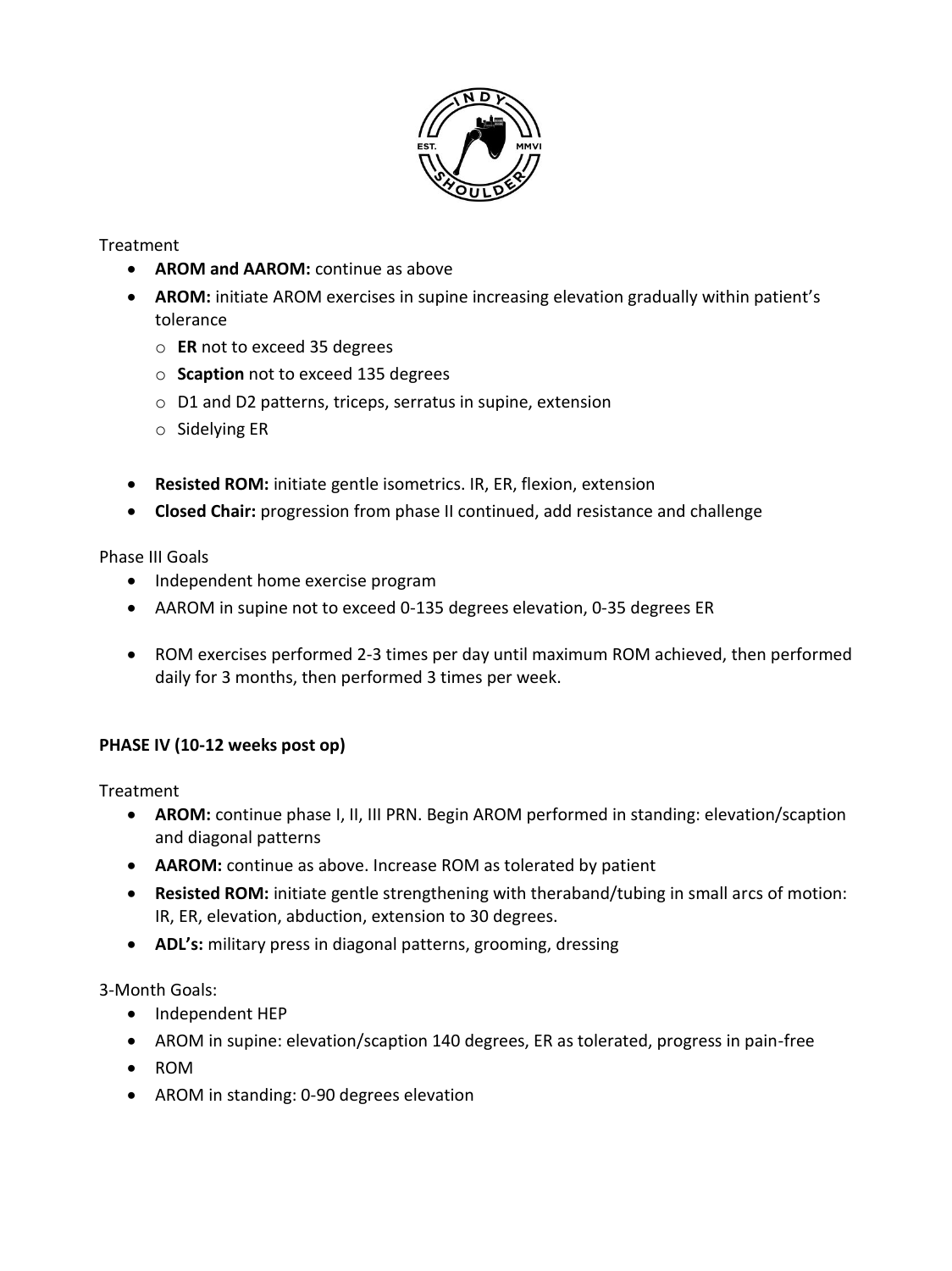Treatment

- **AROM and AAROM:** continue as above
- **AROM:** initiate AROM exercises in supine increasing elevation gradually within patient's tolerance
    - **ER** not to exceed 35 degrees
    - **Scaption** not to exceed 135 degrees
    - D1 and D2 patterns, triceps, serratus in supine, extension
    - Sidelying ER
- **Resisted ROM:** initiate gentle isometrics. IR, ER, flexion, extension
- **Closed Chair:** progression from phase II continued, add resistance and challenge

Phase III Goals

- Independent home exercise program
- AAROM in supine not to exceed 0-135 degrees elevation, 0-35 degrees ER
- ROM exercises performed 2-3 times per day until maximum ROM achieved, then performed daily for 3 months, then performed 3 times per week.

**PHASE IV (10-12 weeks post op)**

Treatment

- **AROM:** continue phase I, II, III PRN. Begin AROM performed in standing: elevation/scaption and diagonal patterns
- **AAROM:** continue as above. Increase ROM as tolerated by patient
- **Resisted ROM:** initiate gentle strengthening with theraband/tubing in small arcs of motion: IR, ER, elevation, abduction, extension to 30 degrees.
- **ADL's:** military press in diagonal patterns, grooming, dressing

3-Month Goals:

- Independent HEP
- AROM in supine: elevation/scaption 140 degrees, ER as tolerated, progress in pain-free
- ROM
- AROM in standing: 0-90 degrees elevation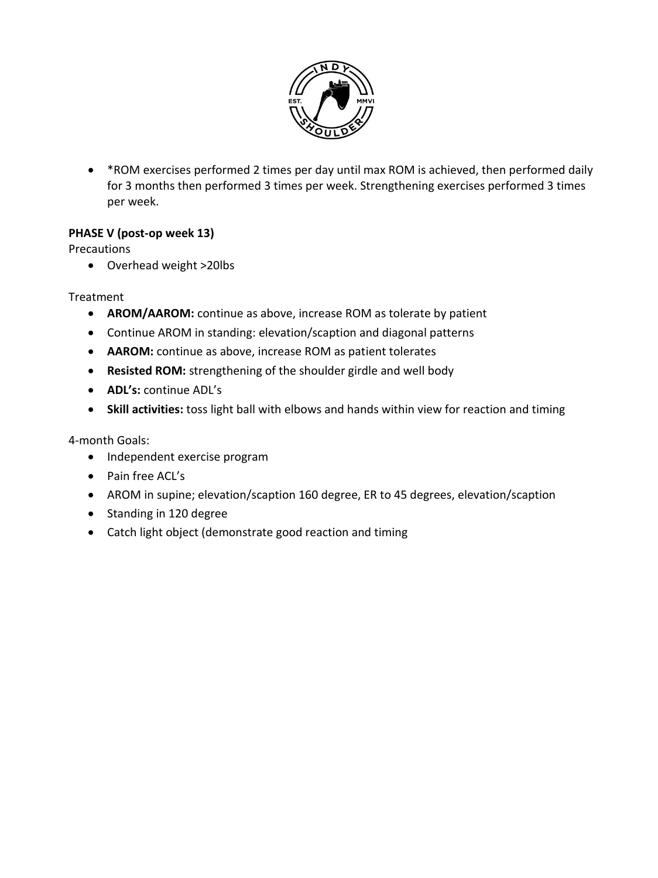- *ROM exercises performed 2 times per day until max ROM is achieved, then performed daily for 3 months then performed 3 times per week. Strengthening exercises performed 3 times per week.

**PHASE V (post-op week 13)**

Precautions

- Overhead weight >20lbs

Treatment

- **AROM/AAROM:** continue as above, increase ROM as tolerate by patient
- Continue AROM in standing: elevation/scaption and diagonal patterns
- **AAROM:** continue as above, increase ROM as patient tolerates
- **Resisted ROM:** strengthening of the shoulder girdle and well body
- **ADL's:** continue ADL's
- **Skill activities:** toss light ball with elbows and hands within view for reaction and timing

4-month Goals:

- Independent exercise program
- Pain free ACL's
- AROM in supine; elevation/scaption 160 degree, ER to 45 degrees, elevation/scaption
- Standing in 120 degree
- Catch light object (demonstrate good reaction and timing